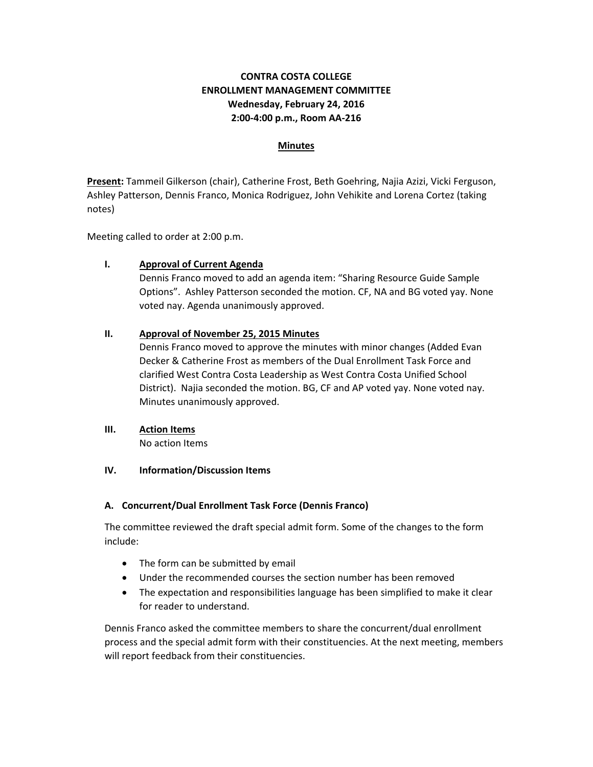**CONTRA COSTA COLLEGE**
**ENROLLMENT MANAGEMENT COMMITTEE**
**Wednesday, February 24, 2016**
**2:00-4:00 p.m., Room AA-216**

**Minutes**

**Present:** Tammeil Gilkerson (chair), Catherine Frost, Beth Goehring, Najia Azizi, Vicki Ferguson, Ashley Patterson, Dennis Franco, Monica Rodriguez, John Vehikite and Lorena Cortez (taking notes)

Meeting called to order at 2:00 p.m.

**I. Approval of Current Agenda**

Dennis Franco moved to add an agenda item: "Sharing Resource Guide Sample Options". Ashley Patterson seconded the motion. CF, NA and BG voted yay. None voted nay. Agenda unanimously approved.

**II. Approval of November 25, 2015 Minutes**

Dennis Franco moved to approve the minutes with minor changes (Added Evan Decker & Catherine Frost as members of the Dual Enrollment Task Force and clarified West Contra Costa Leadership as West Contra Costa Unified School District). Najia seconded the motion. BG, CF and AP voted yay. None voted nay. Minutes unanimously approved.

**III. Action Items**

No action Items

**IV. Information/Discussion Items**

**A. Concurrent/Dual Enrollment Task Force (Dennis Franco)**

The committee reviewed the draft special admit form. Some of the changes to the form include:

- The form can be submitted by email
- Under the recommended courses the section number has been removed
- The expectation and responsibilities language has been simplified to make it clear for reader to understand.

Dennis Franco asked the committee members to share the concurrent/dual enrollment process and the special admit form with their constituencies. At the next meeting, members will report feedback from their constituencies.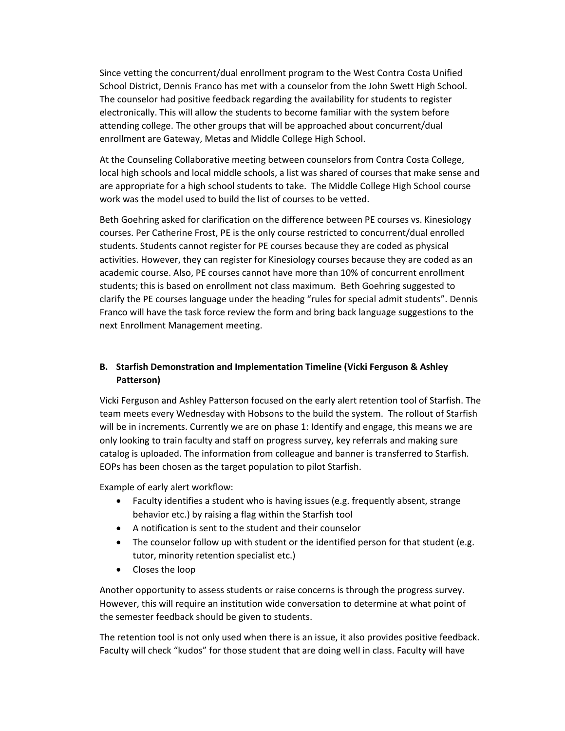Since vetting the concurrent/dual enrollment program to the West Contra Costa Unified School District, Dennis Franco has met with a counselor from the John Swett High School. The counselor had positive feedback regarding the availability for students to register electronically. This will allow the students to become familiar with the system before attending college. The other groups that will be approached about concurrent/dual enrollment are Gateway, Metas and Middle College High School.

At the Counseling Collaborative meeting between counselors from Contra Costa College, local high schools and local middle schools, a list was shared of courses that make sense and are appropriate for a high school students to take. The Middle College High School course work was the model used to build the list of courses to be vetted.

Beth Goehring asked for clarification on the difference between PE courses vs. Kinesiology courses. Per Catherine Frost, PE is the only course restricted to concurrent/dual enrolled students. Students cannot register for PE courses because they are coded as physical activities. However, they can register for Kinesiology courses because they are coded as an academic course. Also, PE courses cannot have more than 10% of concurrent enrollment students; this is based on enrollment not class maximum. Beth Goehring suggested to clarify the PE courses language under the heading "rules for special admit students". Dennis Franco will have the task force review the form and bring back language suggestions to the next Enrollment Management meeting.

**B. Starfish Demonstration and Implementation Timeline (Vicki Ferguson & Ashley Patterson)**

Vicki Ferguson and Ashley Patterson focused on the early alert retention tool of Starfish. The team meets every Wednesday with Hobsons to the build the system. The rollout of Starfish will be in increments. Currently we are on phase 1: Identify and engage, this means we are only looking to train faculty and staff on progress survey, key referrals and making sure catalog is uploaded. The information from colleague and banner is transferred to Starfish. EOPs has been chosen as the target population to pilot Starfish.

Example of early alert workflow:

- Faculty identifies a student who is having issues (e.g. frequently absent, strange behavior etc.) by raising a flag within the Starfish tool
- A notification is sent to the student and their counselor
- The counselor follow up with student or the identified person for that student (e.g. tutor, minority retention specialist etc.)
- Closes the loop

Another opportunity to assess students or raise concerns is through the progress survey. However, this will require an institution wide conversation to determine at what point of the semester feedback should be given to students.

The retention tool is not only used when there is an issue, it also provides positive feedback. Faculty will check "kudos" for those student that are doing well in class. Faculty will have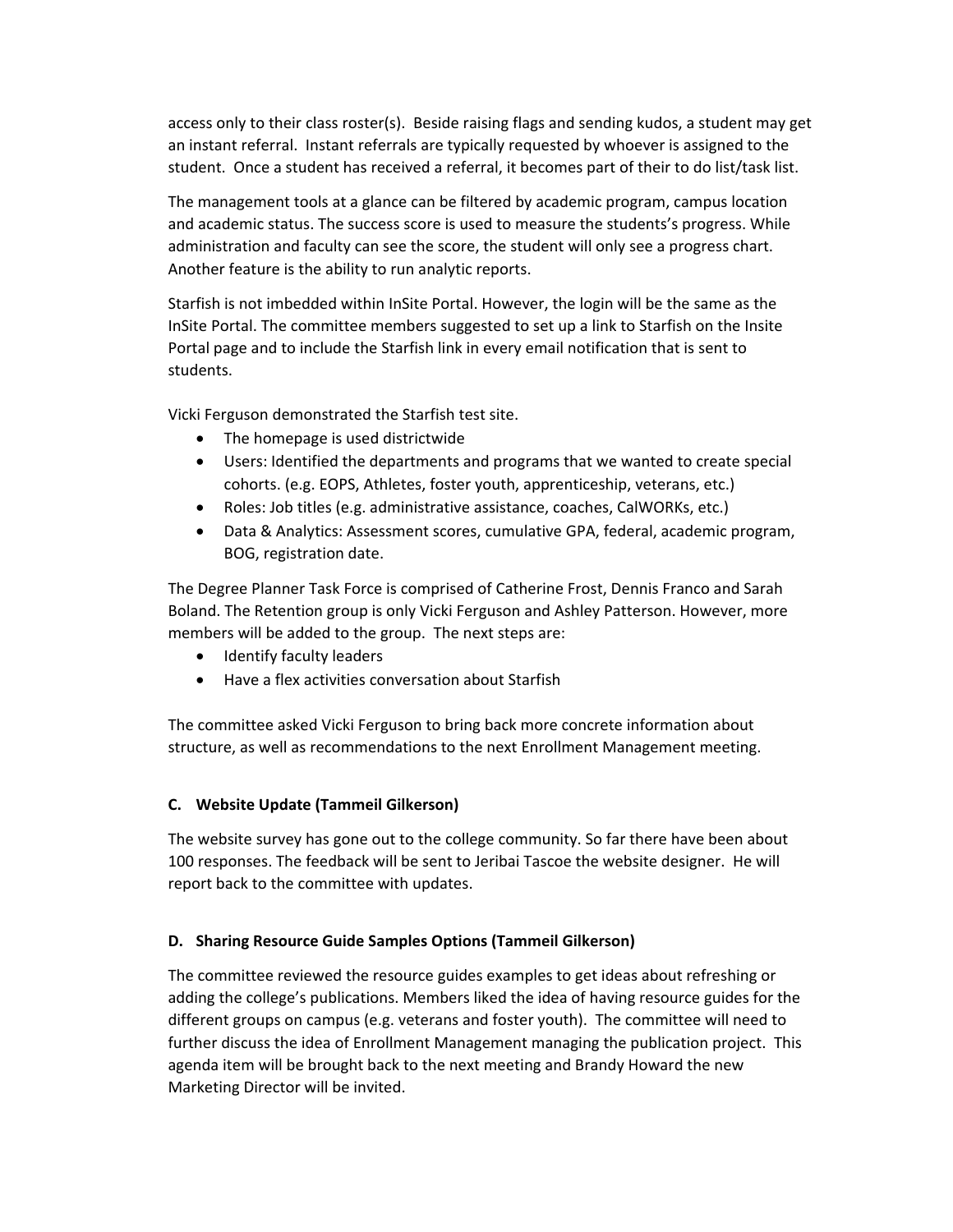access only to their class roster(s). Beside raising flags and sending kudos, a student may get an instant referral. Instant referrals are typically requested by whoever is assigned to the student. Once a student has received a referral, it becomes part of their to do list/task list.

The management tools at a glance can be filtered by academic program, campus location and academic status. The success score is used to measure the students's progress. While administration and faculty can see the score, the student will only see a progress chart. Another feature is the ability to run analytic reports.

Starfish is not imbedded within InSite Portal. However, the login will be the same as the InSite Portal. The committee members suggested to set up a link to Starfish on the Insite Portal page and to include the Starfish link in every email notification that is sent to students.

Vicki Ferguson demonstrated the Starfish test site.

- The homepage is used districtwide
- Users: Identified the departments and programs that we wanted to create special cohorts. (e.g. EOPS, Athletes, foster youth, apprenticeship, veterans, etc.)
- Roles: Job titles (e.g. administrative assistance, coaches, CalWORKs, etc.)
- Data & Analytics: Assessment scores, cumulative GPA, federal, academic program, BOG, registration date.

The Degree Planner Task Force is comprised of Catherine Frost, Dennis Franco and Sarah Boland. The Retention group is only Vicki Ferguson and Ashley Patterson. However, more members will be added to the group. The next steps are:

- Identify faculty leaders
- Have a flex activities conversation about Starfish

The committee asked Vicki Ferguson to bring back more concrete information about structure, as well as recommendations to the next Enrollment Management meeting.

**C. Website Update (Tammeil Gilkerson)**

The website survey has gone out to the college community. So far there have been about 100 responses. The feedback will be sent to Jeribai Tascoe the website designer. He will report back to the committee with updates.

**D. Sharing Resource Guide Samples Options (Tammeil Gilkerson)**

The committee reviewed the resource guides examples to get ideas about refreshing or adding the college's publications. Members liked the idea of having resource guides for the different groups on campus (e.g. veterans and foster youth). The committee will need to further discuss the idea of Enrollment Management managing the publication project. This agenda item will be brought back to the next meeting and Brandy Howard the new Marketing Director will be invited.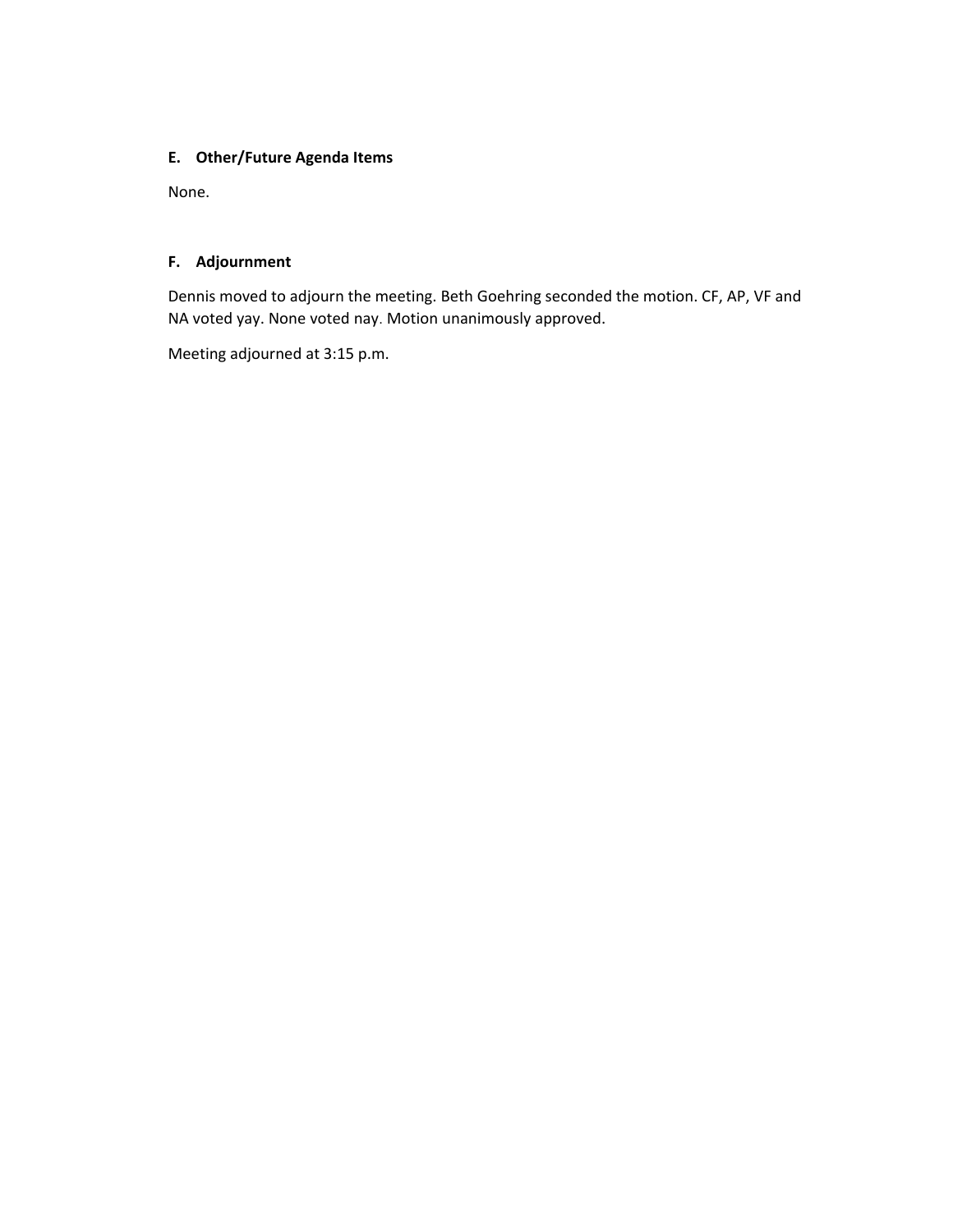### E. Other/Future Agenda Items

None.

### F. Adjournment

Dennis moved to adjourn the meeting. Beth Goehring seconded the motion. CF, AP, VF and NA voted yay. None voted nay. Motion unanimously approved.

Meeting adjourned at 3:15 p.m.